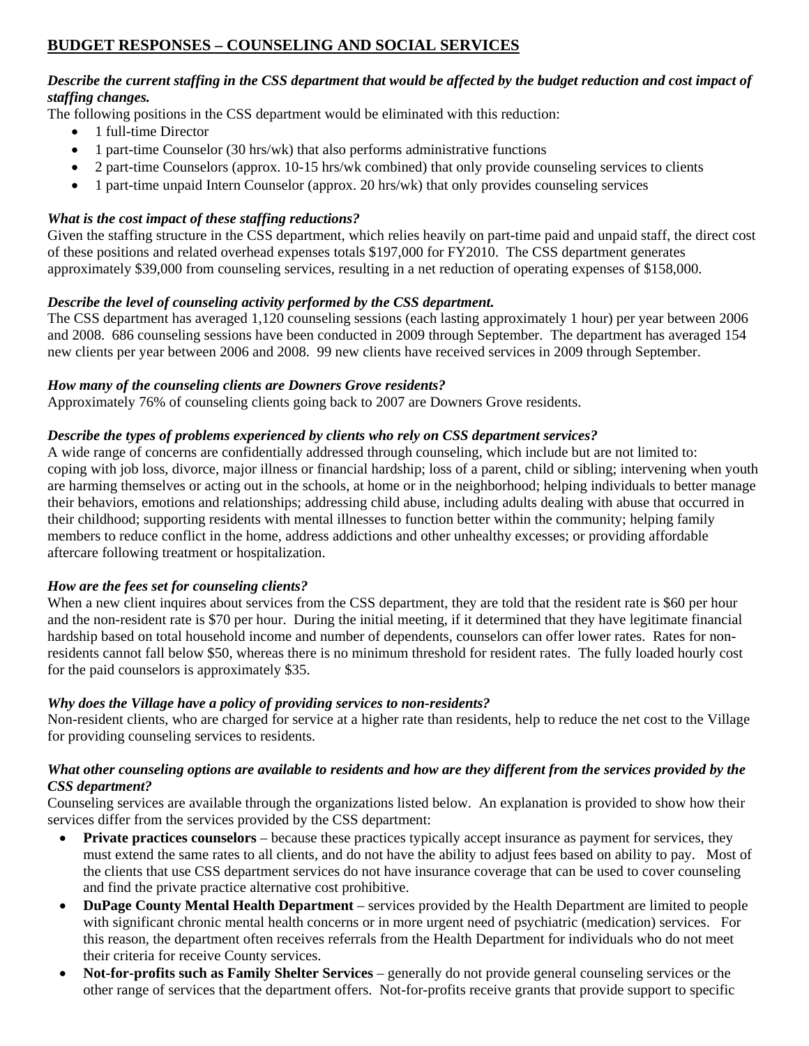# BUDGET RESPONSES – COUNSELING AND SOCIAL SERVICES

***Describe the current staffing in the CSS department that would be affected by the budget reduction and cost impact of staffing changes.***

The following positions in the CSS department would be eliminated with this reduction:

- 1 full-time Director
- 1 part-time Counselor (30 hrs/wk) that also performs administrative functions
- 2 part-time Counselors (approx. 10-15 hrs/wk combined) that only provide counseling services to clients
- 1 part-time unpaid Intern Counselor (approx. 20 hrs/wk) that only provides counseling services

***What is the cost impact of these staffing reductions?***

Given the staffing structure in the CSS department, which relies heavily on part-time paid and unpaid staff, the direct cost of these positions and related overhead expenses totals $197,000 for FY2010. The CSS department generates approximately $39,000 from counseling services, resulting in a net reduction of operating expenses of $158,000.

***Describe the level of counseling activity performed by the CSS department.***

The CSS department has averaged 1,120 counseling sessions (each lasting approximately 1 hour) per year between 2006 and 2008. 686 counseling sessions have been conducted in 2009 through September. The department has averaged 154 new clients per year between 2006 and 2008. 99 new clients have received services in 2009 through September.

***How many of the counseling clients are Downers Grove residents?***

Approximately 76% of counseling clients going back to 2007 are Downers Grove residents.

***Describe the types of problems experienced by clients who rely on CSS department services?***

A wide range of concerns are confidentially addressed through counseling, which include but are not limited to: coping with job loss, divorce, major illness or financial hardship; loss of a parent, child or sibling; intervening when youth are harming themselves or acting out in the schools, at home or in the neighborhood; helping individuals to better manage their behaviors, emotions and relationships; addressing child abuse, including adults dealing with abuse that occurred in their childhood; supporting residents with mental illnesses to function better within the community; helping family members to reduce conflict in the home, address addictions and other unhealthy excesses; or providing affordable aftercare following treatment or hospitalization.

***How are the fees set for counseling clients?***

When a new client inquires about services from the CSS department, they are told that the resident rate is $60 per hour and the non-resident rate is $70 per hour. During the initial meeting, if it determined that they have legitimate financial hardship based on total household income and number of dependents, counselors can offer lower rates. Rates for non-residents cannot fall below $50, whereas there is no minimum threshold for resident rates. The fully loaded hourly cost for the paid counselors is approximately $35.

***Why does the Village have a policy of providing services to non-residents?***

Non-resident clients, who are charged for service at a higher rate than residents, help to reduce the net cost to the Village for providing counseling services to residents.

***What other counseling options are available to residents and how are they different from the services provided by the CSS department?***

Counseling services are available through the organizations listed below. An explanation is provided to show how their services differ from the services provided by the CSS department:

- **Private practices counselors** – because these practices typically accept insurance as payment for services, they must extend the same rates to all clients, and do not have the ability to adjust fees based on ability to pay. Most of the clients that use CSS department services do not have insurance coverage that can be used to cover counseling and find the private practice alternative cost prohibitive.
- **DuPage County Mental Health Department** – services provided by the Health Department are limited to people with significant chronic mental health concerns or in more urgent need of psychiatric (medication) services. For this reason, the department often receives referrals from the Health Department for individuals who do not meet their criteria for receive County services.
- **Not-for-profits such as Family Shelter Services** – generally do not provide general counseling services or the other range of services that the department offers. Not-for-profits receive grants that provide support to specific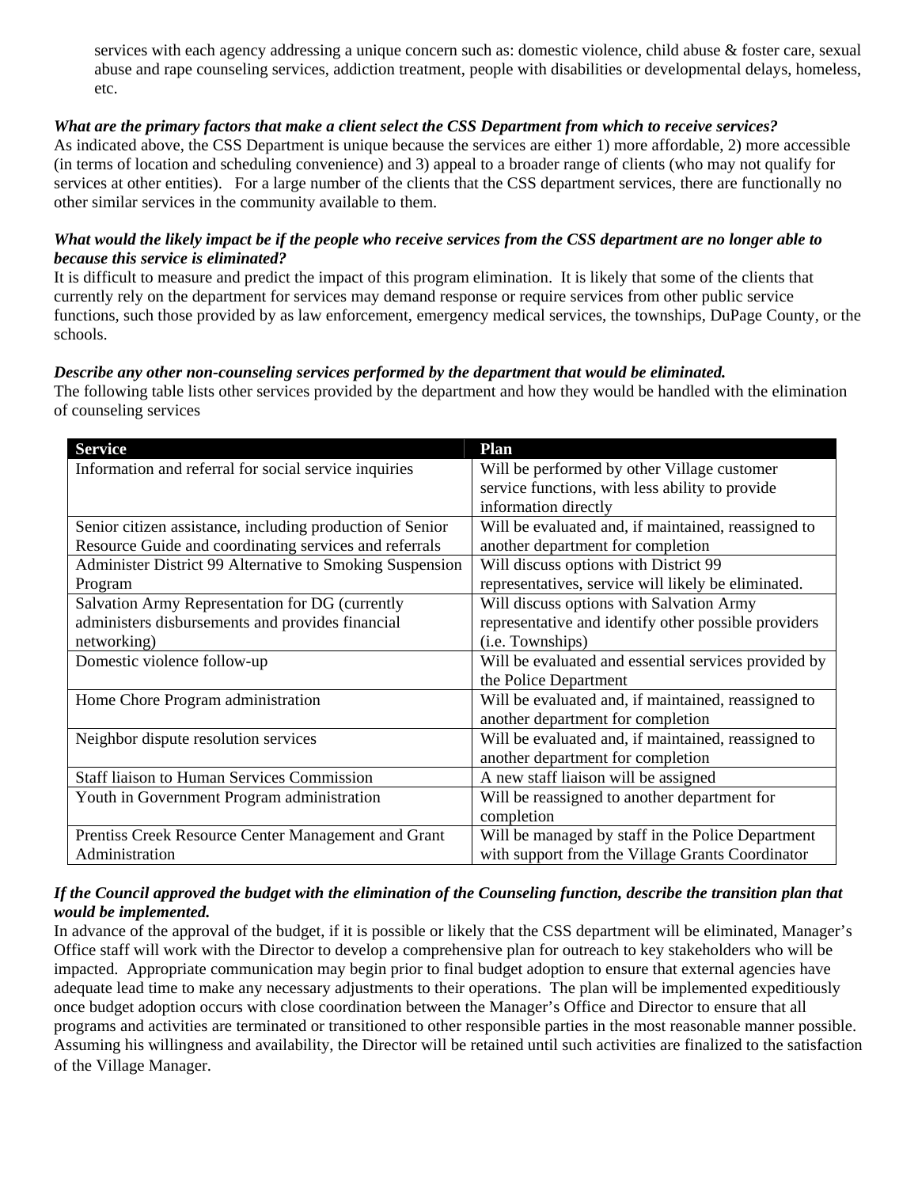services with each agency addressing a unique concern such as: domestic violence, child abuse & foster care, sexual abuse and rape counseling services, addiction treatment, people with disabilities or developmental delays, homeless, etc.

***What are the primary factors that make a client select the CSS Department from which to receive services?***
As indicated above, the CSS Department is unique because the services are either 1) more affordable, 2) more accessible (in terms of location and scheduling convenience) and 3) appeal to a broader range of clients (who may not qualify for services at other entities). For a large number of the clients that the CSS department services, there are functionally no other similar services in the community available to them.

***What would the likely impact be if the people who receive services from the CSS department are no longer able to because this service is eliminated?***
It is difficult to measure and predict the impact of this program elimination. It is likely that some of the clients that currently rely on the department for services may demand response or require services from other public service functions, such those provided by as law enforcement, emergency medical services, the townships, DuPage County, or the schools.

***Describe any other non-counseling services performed by the department that would be eliminated.***
The following table lists other services provided by the department and how they would be handled with the elimination of counseling services

| Service | Plan |
|---|---|
| Information and referral for social service inquiries | Will be performed by other Village customer service functions, with less ability to provide information directly |
| Senior citizen assistance, including production of Senior Resource Guide and coordinating services and referrals | Will be evaluated and, if maintained, reassigned to another department for completion |
| Administer District 99 Alternative to Smoking Suspension Program | Will discuss options with District 99 representatives, service will likely be eliminated. |
| Salvation Army Representation for DG (currently administers disbursements and provides financial networking) | Will discuss options with Salvation Army representative and identify other possible providers (i.e. Townships) |
| Domestic violence follow-up | Will be evaluated and essential services provided by the Police Department |
| Home Chore Program administration | Will be evaluated and, if maintained, reassigned to another department for completion |
| Neighbor dispute resolution services | Will be evaluated and, if maintained, reassigned to another department for completion |
| Staff liaison to Human Services Commission | A new staff liaison will be assigned |
| Youth in Government Program administration | Will be reassigned to another department for completion |
| Prentiss Creek Resource Center Management and Grant Administration | Will be managed by staff in the Police Department with support from the Village Grants Coordinator |

***If the Council approved the budget with the elimination of the Counseling function, describe the transition plan that would be implemented.***
In advance of the approval of the budget, if it is possible or likely that the CSS department will be eliminated, Manager's Office staff will work with the Director to develop a comprehensive plan for outreach to key stakeholders who will be impacted. Appropriate communication may begin prior to final budget adoption to ensure that external agencies have adequate lead time to make any necessary adjustments to their operations. The plan will be implemented expeditiously once budget adoption occurs with close coordination between the Manager's Office and Director to ensure that all programs and activities are terminated or transitioned to other responsible parties in the most reasonable manner possible. Assuming his willingness and availability, the Director will be retained until such activities are finalized to the satisfaction of the Village Manager.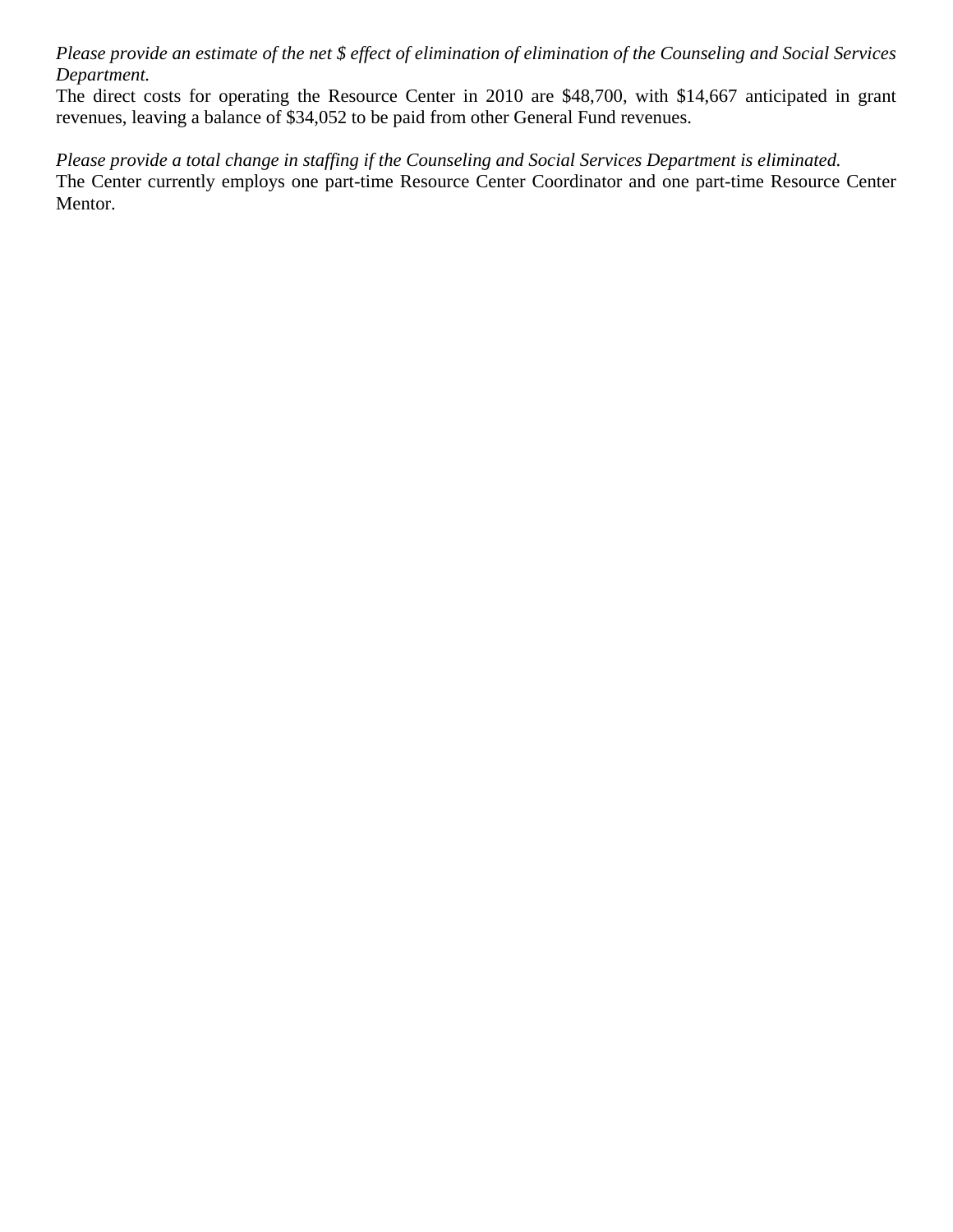*Please provide an estimate of the net $ effect of elimination of elimination of the Counseling and Social Services Department.*

The direct costs for operating the Resource Center in 2010 are $48,700, with $14,667 anticipated in grant revenues, leaving a balance of $34,052 to be paid from other General Fund revenues.

*Please provide a total change in staffing if the Counseling and Social Services Department is eliminated.*

The Center currently employs one part-time Resource Center Coordinator and one part-time Resource Center Mentor.